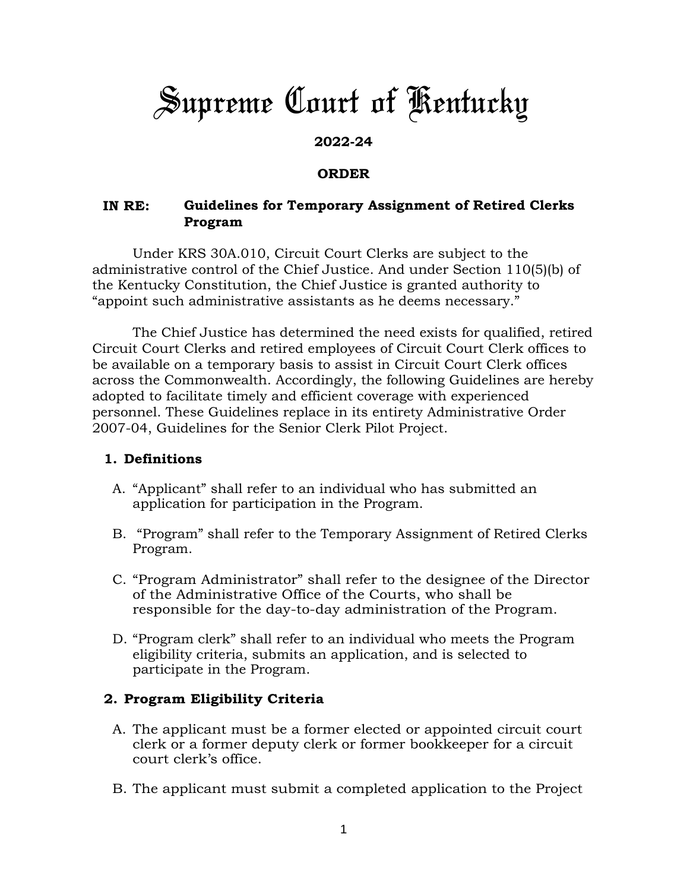# Supreme Court of Kentucky

**2022-24**

**ORDER**

**IN RE: Guidelines for Temporary Assignment of Retired Clerks Program**

Under KRS 30A.010, Circuit Court Clerks are subject to the administrative control of the Chief Justice. And under Section 110(5)(b) of the Kentucky Constitution, the Chief Justice is granted authority to "appoint such administrative assistants as he deems necessary."

The Chief Justice has determined the need exists for qualified, retired Circuit Court Clerks and retired employees of Circuit Court Clerk offices to be available on a temporary basis to assist in Circuit Court Clerk offices across the Commonwealth. Accordingly, the following Guidelines are hereby adopted to facilitate timely and efficient coverage with experienced personnel. These Guidelines replace in its entirety Administrative Order 2007-04, Guidelines for the Senior Clerk Pilot Project.

## 1. Definitions

A. "Applicant" shall refer to an individual who has submitted an application for participation in the Program.

B. "Program" shall refer to the Temporary Assignment of Retired Clerks Program.

C. "Program Administrator" shall refer to the designee of the Director of the Administrative Office of the Courts, who shall be responsible for the day-to-day administration of the Program.

D. "Program clerk" shall refer to an individual who meets the Program eligibility criteria, submits an application, and is selected to participate in the Program.

## 2. Program Eligibility Criteria

A. The applicant must be a former elected or appointed circuit court clerk or a former deputy clerk or former bookkeeper for a circuit court clerk's office.

B. The applicant must submit a completed application to the Project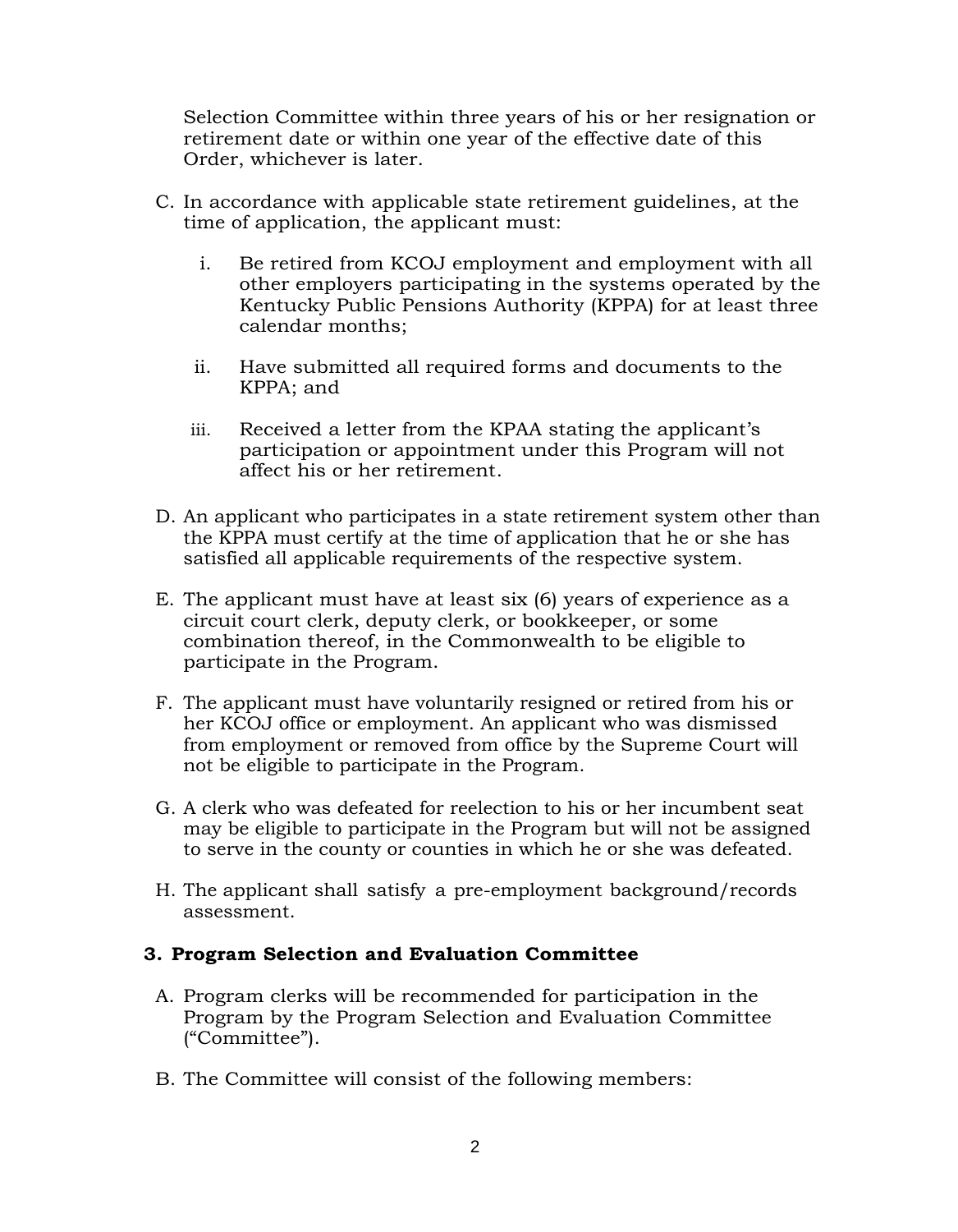Selection Committee within three years of his or her resignation or retirement date or within one year of the effective date of this Order, whichever is later.

C. In accordance with applicable state retirement guidelines, at the time of application, the applicant must:

   i. Be retired from KCOJ employment and employment with all other employers participating in the systems operated by the Kentucky Public Pensions Authority (KPPA) for at least three calendar months;

   ii. Have submitted all required forms and documents to the KPPA; and

   iii. Received a letter from the KPAA stating the applicant's participation or appointment under this Program will not affect his or her retirement.

D. An applicant who participates in a state retirement system other than the KPPA must certify at the time of application that he or she has satisfied all applicable requirements of the respective system.

E. The applicant must have at least six (6) years of experience as a circuit court clerk, deputy clerk, or bookkeeper, or some combination thereof, in the Commonwealth to be eligible to participate in the Program.

F. The applicant must have voluntarily resigned or retired from his or her KCOJ office or employment. An applicant who was dismissed from employment or removed from office by the Supreme Court will not be eligible to participate in the Program.

G. A clerk who was defeated for reelection to his or her incumbent seat may be eligible to participate in the Program but will not be assigned to serve in the county or counties in which he or she was defeated.

H. The applicant shall satisfy a pre-employment background/records assessment.

### 3. Program Selection and Evaluation Committee

A. Program clerks will be recommended for participation in the Program by the Program Selection and Evaluation Committee ("Committee").

B. The Committee will consist of the following members: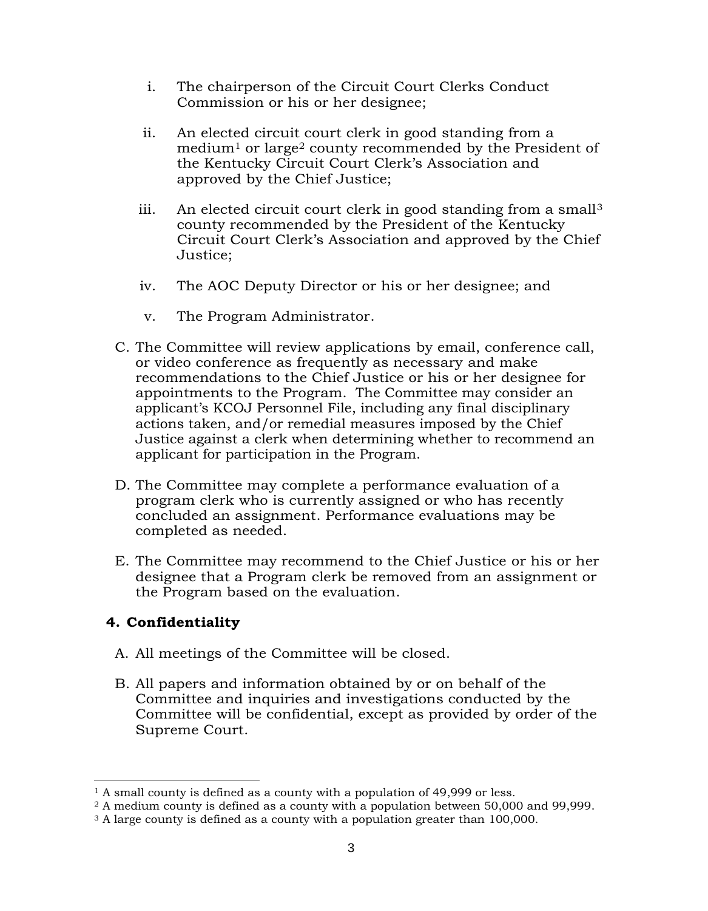i. The chairperson of the Circuit Court Clerks Conduct Commission or his or her designee;

ii. An elected circuit court clerk in good standing from a medium[1] or large[2] county recommended by the President of the Kentucky Circuit Court Clerk's Association and approved by the Chief Justice;

iii. An elected circuit court clerk in good standing from a small[3] county recommended by the President of the Kentucky Circuit Court Clerk's Association and approved by the Chief Justice;

iv. The AOC Deputy Director or his or her designee; and

v. The Program Administrator.

C. The Committee will review applications by email, conference call, or video conference as frequently as necessary and make recommendations to the Chief Justice or his or her designee for appointments to the Program. The Committee may consider an applicant's KCOJ Personnel File, including any final disciplinary actions taken, and/or remedial measures imposed by the Chief Justice against a clerk when determining whether to recommend an applicant for participation in the Program.

D. The Committee may complete a performance evaluation of a program clerk who is currently assigned or who has recently concluded an assignment. Performance evaluations may be completed as needed.

E. The Committee may recommend to the Chief Justice or his or her designee that a Program clerk be removed from an assignment or the Program based on the evaluation.

## 4. Confidentiality

A. All meetings of the Committee will be closed.

B. All papers and information obtained by or on behalf of the Committee and inquiries and investigations conducted by the Committee will be confidential, except as provided by order of the Supreme Court.

---

[1] A small county is defined as a county with a population of 49,999 or less.

[2] A medium county is defined as a county with a population between 50,000 and 99,999.

[3] A large county is defined as a county with a population greater than 100,000.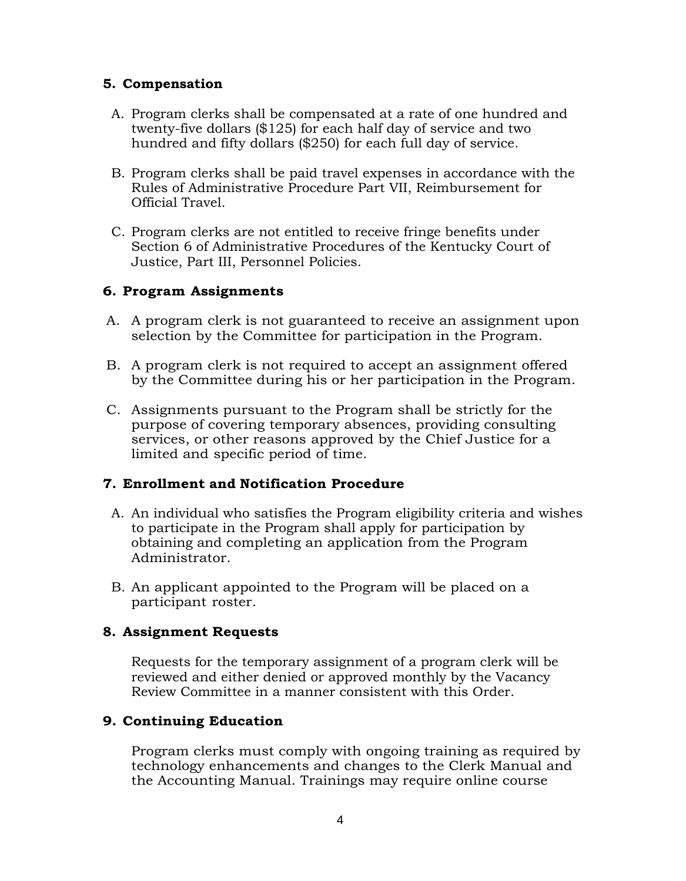**5. Compensation**

A. Program clerks shall be compensated at a rate of one hundred and twenty-five dollars ($125) for each half day of service and two hundred and fifty dollars ($250) for each full day of service.

B. Program clerks shall be paid travel expenses in accordance with the Rules of Administrative Procedure Part VII, Reimbursement for Official Travel.

C. Program clerks are not entitled to receive fringe benefits under Section 6 of Administrative Procedures of the Kentucky Court of Justice, Part III, Personnel Policies.

**6. Program Assignments**

A. A program clerk is not guaranteed to receive an assignment upon selection by the Committee for participation in the Program.

B. A program clerk is not required to accept an assignment offered by the Committee during his or her participation in the Program.

C. Assignments pursuant to the Program shall be strictly for the purpose of covering temporary absences, providing consulting services, or other reasons approved by the Chief Justice for a limited and specific period of time.

**7. Enrollment and Notification Procedure**

A. An individual who satisfies the Program eligibility criteria and wishes to participate in the Program shall apply for participation by obtaining and completing an application from the Program Administrator.

B. An applicant appointed to the Program will be placed on a participant roster.

**8. Assignment Requests**

Requests for the temporary assignment of a program clerk will be reviewed and either denied or approved monthly by the Vacancy Review Committee in a manner consistent with this Order.

**9. Continuing Education**

Program clerks must comply with ongoing training as required by technology enhancements and changes to the Clerk Manual and the Accounting Manual. Trainings may require online course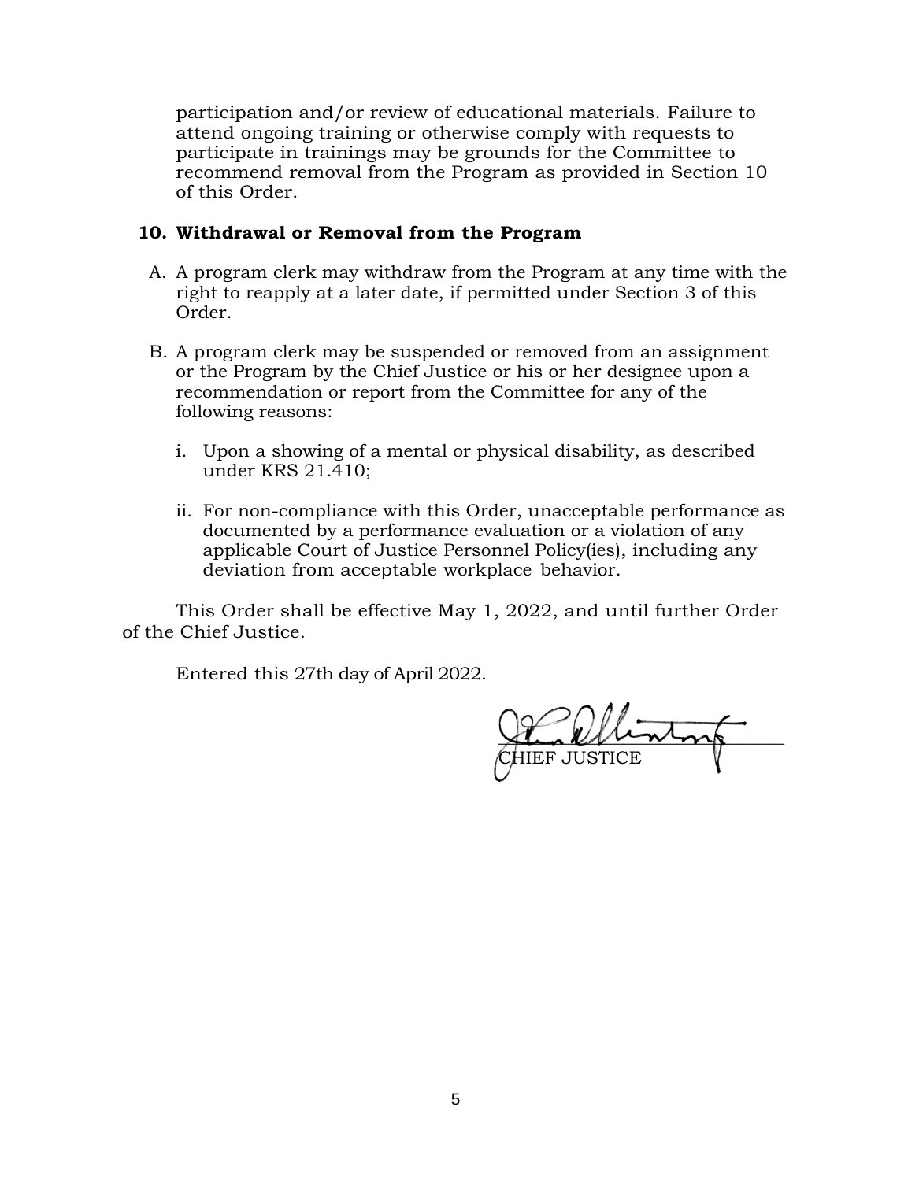participation and/or review of educational materials. Failure to attend ongoing training or otherwise comply with requests to participate in trainings may be grounds for the Committee to recommend removal from the Program as provided in Section 10 of this Order.

**10. Withdrawal or Removal from the Program**

A. A program clerk may withdraw from the Program at any time with the right to reapply at a later date, if permitted under Section 3 of this Order.

B. A program clerk may be suspended or removed from an assignment or the Program by the Chief Justice or his or her designee upon a recommendation or report from the Committee for any of the following reasons:

i. Upon a showing of a mental or physical disability, as described under KRS 21.410;

ii. For non-compliance with this Order, unacceptable performance as documented by a performance evaluation or a violation of any applicable Court of Justice Personnel Policy(ies), including any deviation from acceptable workplace behavior.

This Order shall be effective May 1, 2022, and until further Order of the Chief Justice.

Entered this 27th day of April 2022.

CHIEF JUSTICE